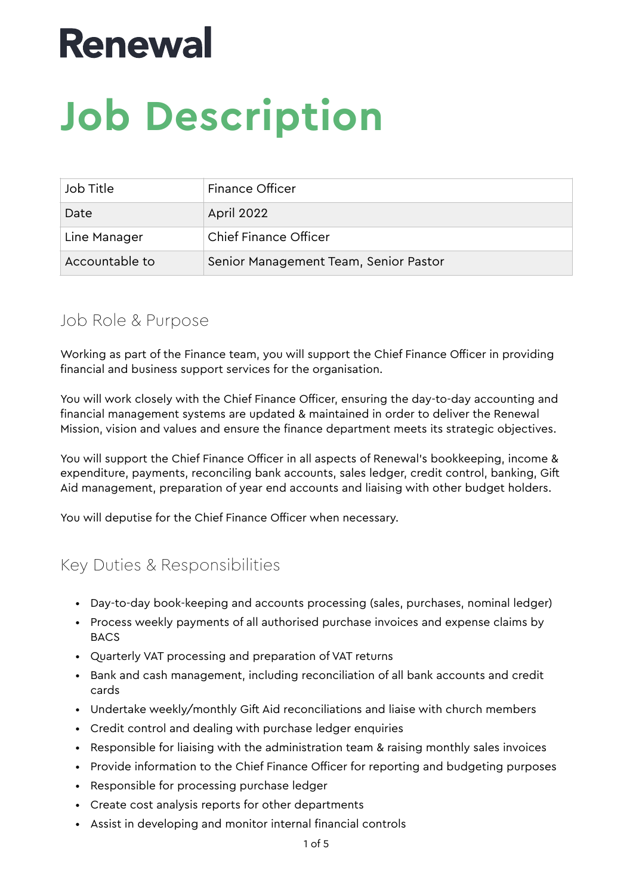# Renewal

# Job Description

| Job Title | Finance Officer |
|---|---|
| Date | April 2022 |
| Line Manager | Chief Finance Officer |
| Accountable to | Senior Management Team, Senior Pastor |

## Job Role & Purpose

Working as part of the Finance team, you will support the Chief Finance Officer in providing financial and business support services for the organisation.

You will work closely with the Chief Finance Officer, ensuring the day-to-day accounting and financial management systems are updated & maintained in order to deliver the Renewal Mission, vision and values and ensure the finance department meets its strategic objectives.

You will support the Chief Finance Officer in all aspects of Renewal's bookkeeping, income & expenditure, payments, reconciling bank accounts, sales ledger, credit control, banking, Gift Aid management, preparation of year end accounts and liaising with other budget holders.

You will deputise for the Chief Finance Officer when necessary.

## Key Duties & Responsibilities

- Day-to-day book-keeping and accounts processing (sales, purchases, nominal ledger)
- Process weekly payments of all authorised purchase invoices and expense claims by BACS
- Quarterly VAT processing and preparation of VAT returns
- Bank and cash management, including reconciliation of all bank accounts and credit cards
- Undertake weekly/monthly Gift Aid reconciliations and liaise with church members
- Credit control and dealing with purchase ledger enquiries
- Responsible for liaising with the administration team & raising monthly sales invoices
- Provide information to the Chief Finance Officer for reporting and budgeting purposes
- Responsible for processing purchase ledger
- Create cost analysis reports for other departments
- Assist in developing and monitor internal financial controls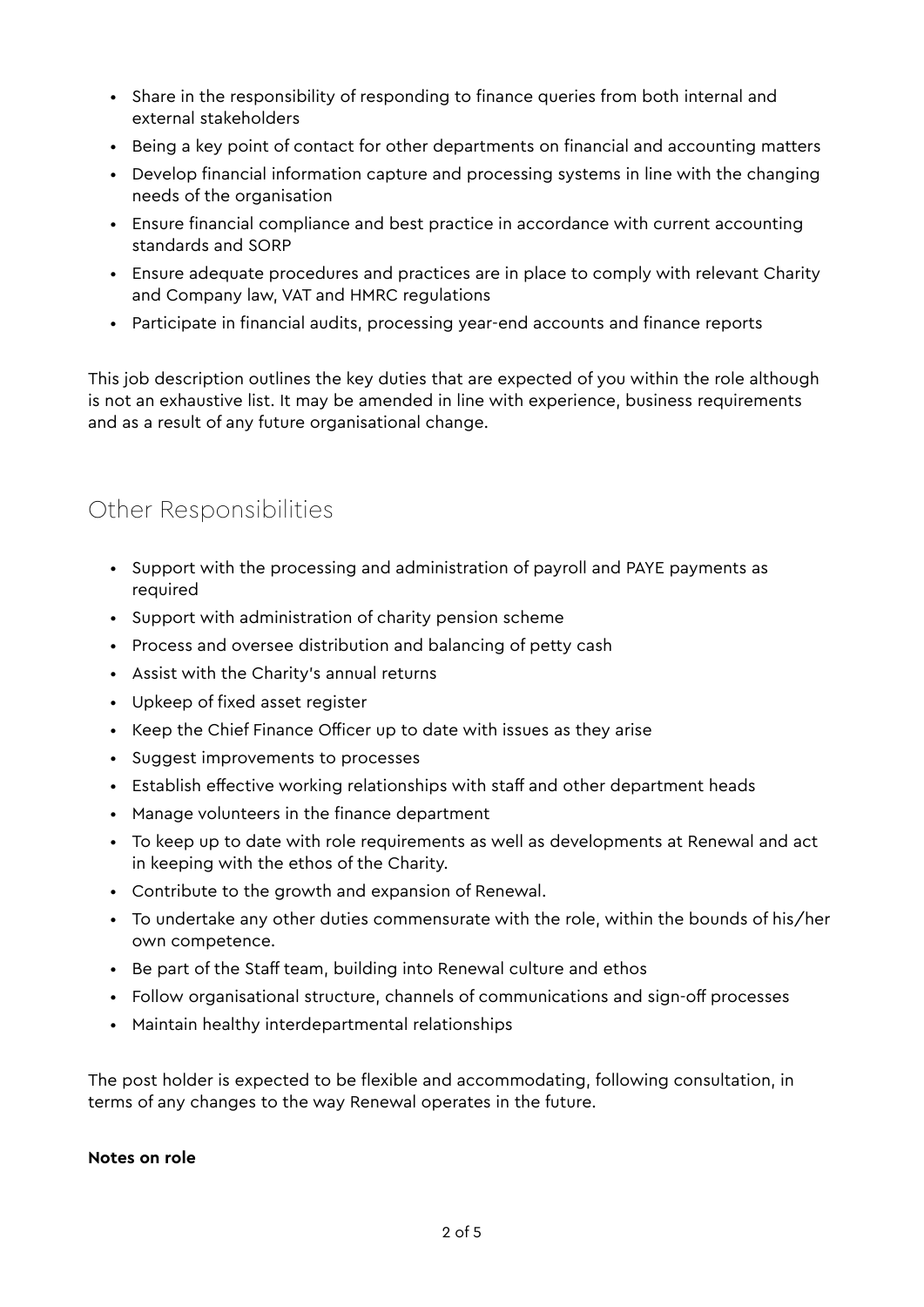- Share in the responsibility of responding to finance queries from both internal and external stakeholders
- Being a key point of contact for other departments on financial and accounting matters
- Develop financial information capture and processing systems in line with the changing needs of the organisation
- Ensure financial compliance and best practice in accordance with current accounting standards and SORP
- Ensure adequate procedures and practices are in place to comply with relevant Charity and Company law, VAT and HMRC regulations
- Participate in financial audits, processing year-end accounts and finance reports

This job description outlines the key duties that are expected of you within the role although is not an exhaustive list. It may be amended in line with experience, business requirements and as a result of any future organisational change.

## Other Responsibilities

- Support with the processing and administration of payroll and PAYE payments as required
- Support with administration of charity pension scheme
- Process and oversee distribution and balancing of petty cash
- Assist with the Charity's annual returns
- Upkeep of fixed asset register
- Keep the Chief Finance Officer up to date with issues as they arise
- Suggest improvements to processes
- Establish effective working relationships with staff and other department heads
- Manage volunteers in the finance department
- To keep up to date with role requirements as well as developments at Renewal and act in keeping with the ethos of the Charity.
- Contribute to the growth and expansion of Renewal.
- To undertake any other duties commensurate with the role, within the bounds of his/her own competence.
- Be part of the Staff team, building into Renewal culture and ethos
- Follow organisational structure, channels of communications and sign-off processes
- Maintain healthy interdepartmental relationships

The post holder is expected to be flexible and accommodating, following consultation, in terms of any changes to the way Renewal operates in the future.

**Notes on role**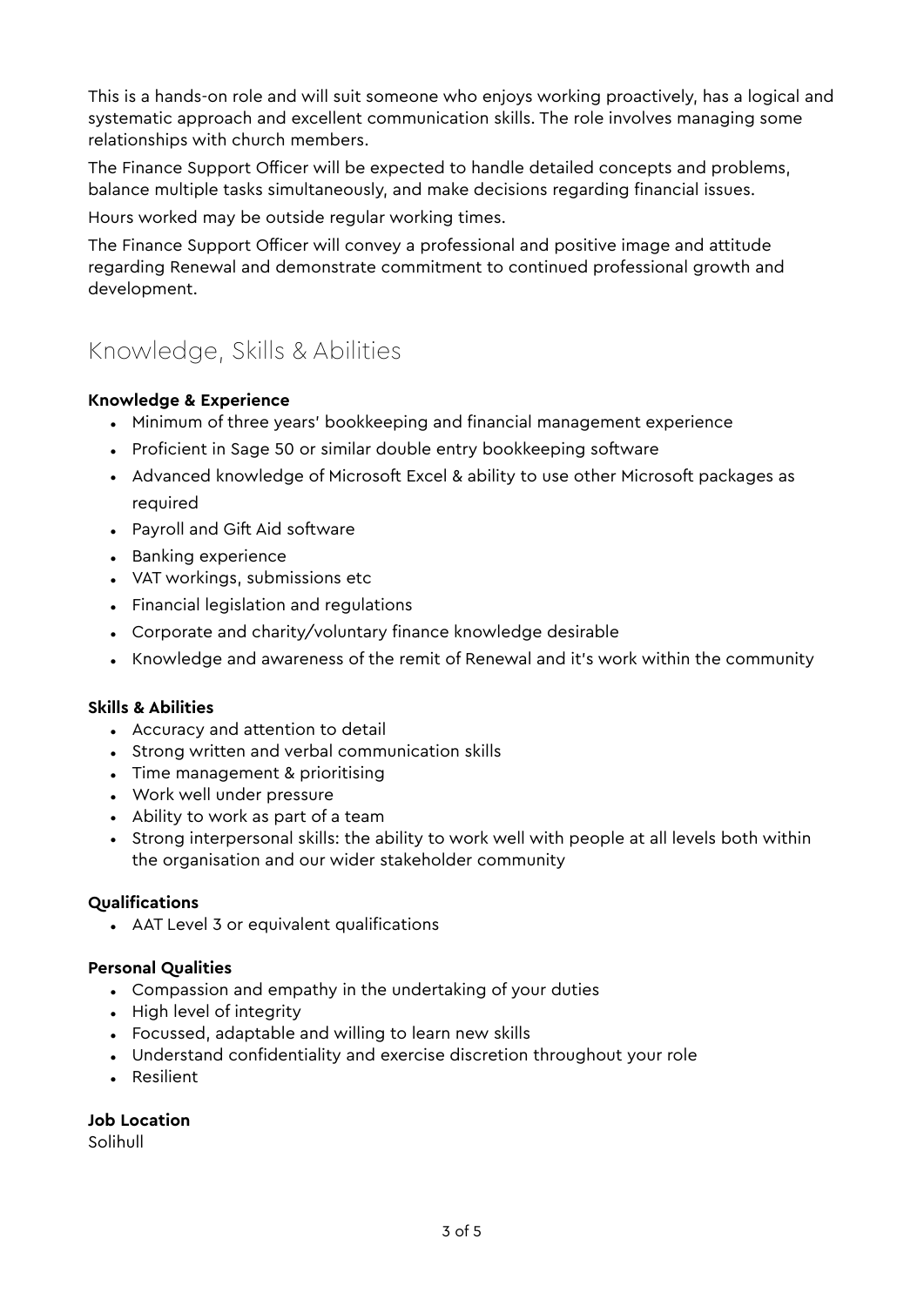This is a hands-on role and will suit someone who enjoys working proactively, has a logical and systematic approach and excellent communication skills. The role involves managing some relationships with church members.

The Finance Support Officer will be expected to handle detailed concepts and problems, balance multiple tasks simultaneously, and make decisions regarding financial issues.

Hours worked may be outside regular working times.

The Finance Support Officer will convey a professional and positive image and attitude regarding Renewal and demonstrate commitment to continued professional growth and development.

## Knowledge, Skills & Abilities

**Knowledge & Experience**

- Minimum of three years' bookkeeping and financial management experience
- Proficient in Sage 50 or similar double entry bookkeeping software
- Advanced knowledge of Microsoft Excel & ability to use other Microsoft packages as required
- Payroll and Gift Aid software
- Banking experience
- VAT workings, submissions etc
- Financial legislation and regulations
- Corporate and charity/voluntary finance knowledge desirable
- Knowledge and awareness of the remit of Renewal and it's work within the community

**Skills & Abilities**

- Accuracy and attention to detail
- Strong written and verbal communication skills
- Time management & prioritising
- Work well under pressure
- Ability to work as part of a team
- Strong interpersonal skills: the ability to work well with people at all levels both within the organisation and our wider stakeholder community

**Qualifications**

- AAT Level 3 or equivalent qualifications

**Personal Qualities**

- Compassion and empathy in the undertaking of your duties
- High level of integrity
- Focussed, adaptable and willing to learn new skills
- Understand confidentiality and exercise discretion throughout your role
- Resilient

**Job Location**

Solihull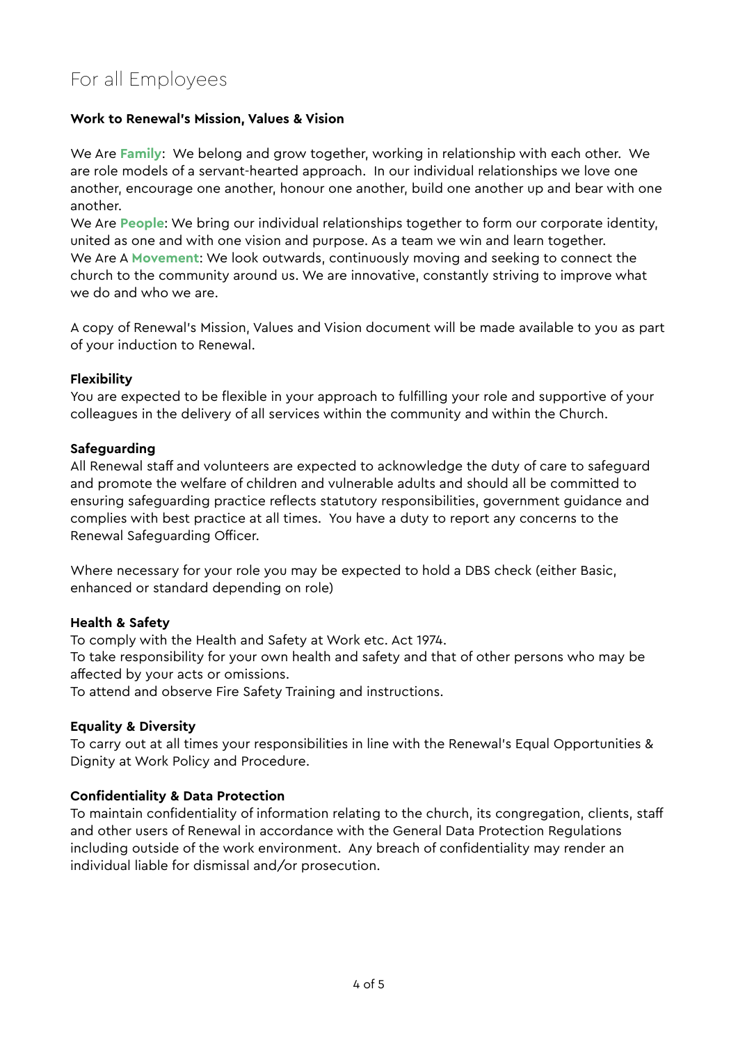# For all Employees

**Work to Renewal's Mission, Values & Vision**

We Are **Family**: We belong and grow together, working in relationship with each other. We are role models of a servant-hearted approach. In our individual relationships we love one another, encourage one another, honour one another, build one another up and bear with one another.
We Are **People**: We bring our individual relationships together to form our corporate identity, united as one and with one vision and purpose. As a team we win and learn together.
We Are A **Movement**: We look outwards, continuously moving and seeking to connect the church to the community around us. We are innovative, constantly striving to improve what we do and who we are.

A copy of Renewal's Mission, Values and Vision document will be made available to you as part of your induction to Renewal.

**Flexibility**
You are expected to be flexible in your approach to fulfilling your role and supportive of your colleagues in the delivery of all services within the community and within the Church.

**Safeguarding**
All Renewal staff and volunteers are expected to acknowledge the duty of care to safeguard and promote the welfare of children and vulnerable adults and should all be committed to ensuring safeguarding practice reflects statutory responsibilities, government guidance and complies with best practice at all times. You have a duty to report any concerns to the Renewal Safeguarding Officer.

Where necessary for your role you may be expected to hold a DBS check (either Basic, enhanced or standard depending on role)

**Health & Safety**
To comply with the Health and Safety at Work etc. Act 1974.
To take responsibility for your own health and safety and that of other persons who may be affected by your acts or omissions.
To attend and observe Fire Safety Training and instructions.

**Equality & Diversity**
To carry out at all times your responsibilities in line with the Renewal's Equal Opportunities & Dignity at Work Policy and Procedure.

**Confidentiality & Data Protection**
To maintain confidentiality of information relating to the church, its congregation, clients, staff and other users of Renewal in accordance with the General Data Protection Regulations including outside of the work environment. Any breach of confidentiality may render an individual liable for dismissal and/or prosecution.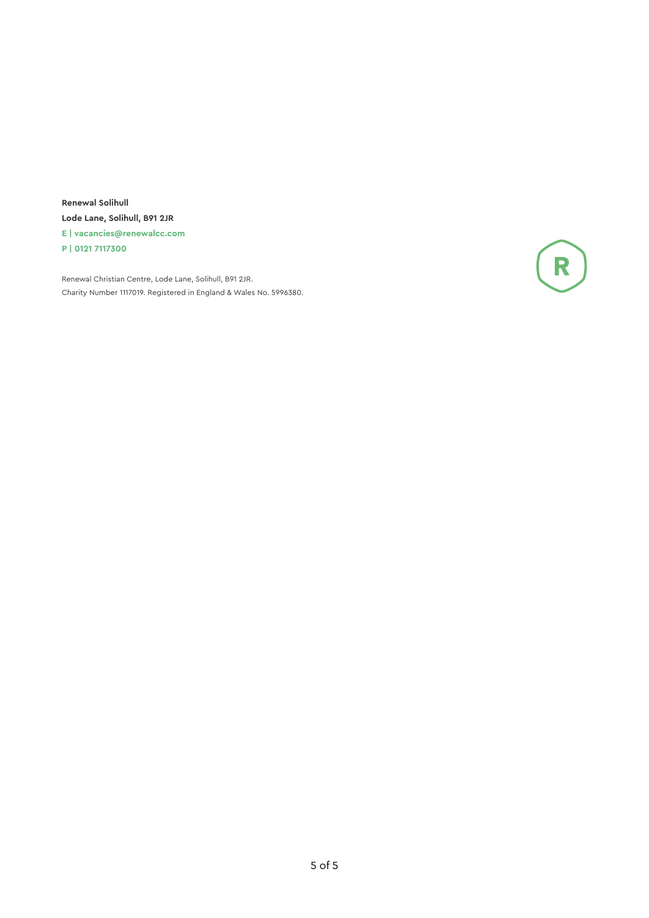**Renewal Solihull**

**Lode Lane, Solihull, B91 2JR**

**E | vacancies@renewalcc.com**

**P | 0121 7117300**

Renewal Christian Centre, Lode Lane, Solihull, B91 2JR.
Charity Number 1117019. Registered in England & Wales No. 5996380.